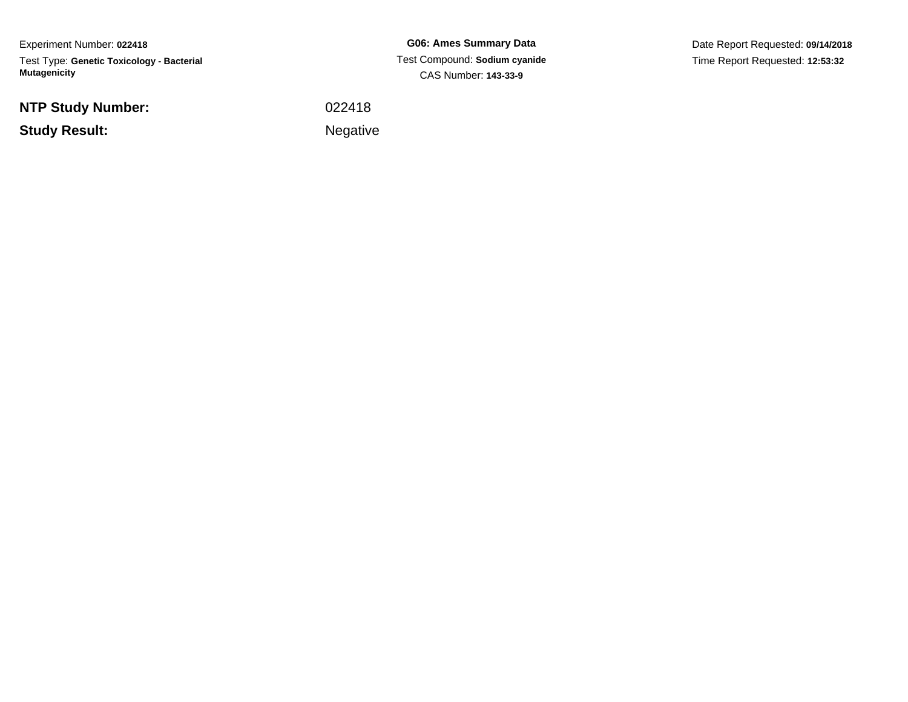Experiment Number: **022418**

Test Type: **Genetic Toxicology - Bacterial Mutagenicity**

**G06: Ames Summary Data**

Test Compound: **Sodium cyanide**

CAS Number: **143-33-9**

Date Report Requested: **09/14/2018**

Time Report Requested: **12:53:32**

**NTP Study Number:** 022418

**Study Result:** Negative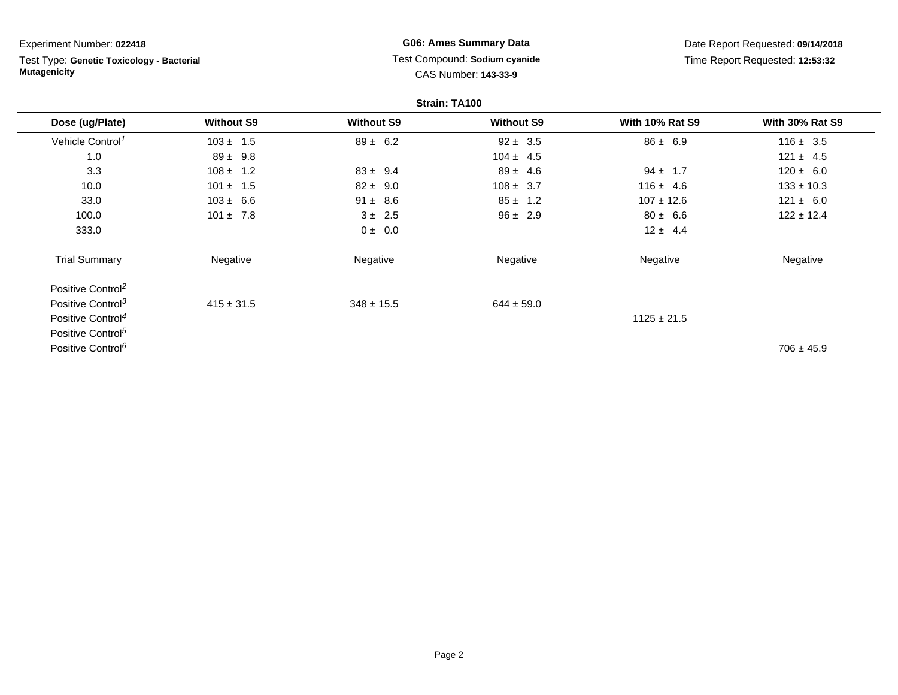Experiment Number: **022418**

Test Type: **Genetic Toxicology - Bacterial Mutagenicity**

**G06: Ames Summary Data**

Test Compound: **Sodium cyanide**

CAS Number: **143-33-9**

Date Report Requested: **09/14/2018**

Time Report Requested: **12:53:32**

**Strain: TA100**

| Dose (ug/Plate) | Without S9 | Without S9 | Without S9 | With 10% Rat S9 | With 30% Rat S9 |
|---|---|---|---|---|---|
| Vehicle Control[1] | 103 ± 1.5 | 89 ± 6.2 | 92 ± 3.5 | 86 ± 6.9 | 116 ± 3.5 |
| 1.0 | 89 ± 9.8 | | 104 ± 4.5 | | 121 ± 4.5 |
| 3.3 | 108 ± 1.2 | 83 ± 9.4 | 89 ± 4.6 | 94 ± 1.7 | 120 ± 6.0 |
| 10.0 | 101 ± 1.5 | 82 ± 9.0 | 108 ± 3.7 | 116 ± 4.6 | 133 ± 10.3 |
| 33.0 | 103 ± 6.6 | 91 ± 8.6 | 85 ± 1.2 | 107 ± 12.6 | 121 ± 6.0 |
| 100.0 | 101 ± 7.8 | 3 ± 2.5 | 96 ± 2.9 | 80 ± 6.6 | 122 ± 12.4 |
| 333.0 | | 0 ± 0.0 | | 12 ± 4.4 | |
| Trial Summary | Negative | Negative | Negative | Negative | Negative |
| Positive Control[2] | | | | | |
| Positive Control[3] | 415 ± 31.5 | 348 ± 15.5 | 644 ± 59.0 | | |
| Positive Control[4] | | | | 1125 ± 21.5 | |
| Positive Control[5] | | | | | |
| Positive Control[6] | | | | | 706 ± 45.9 |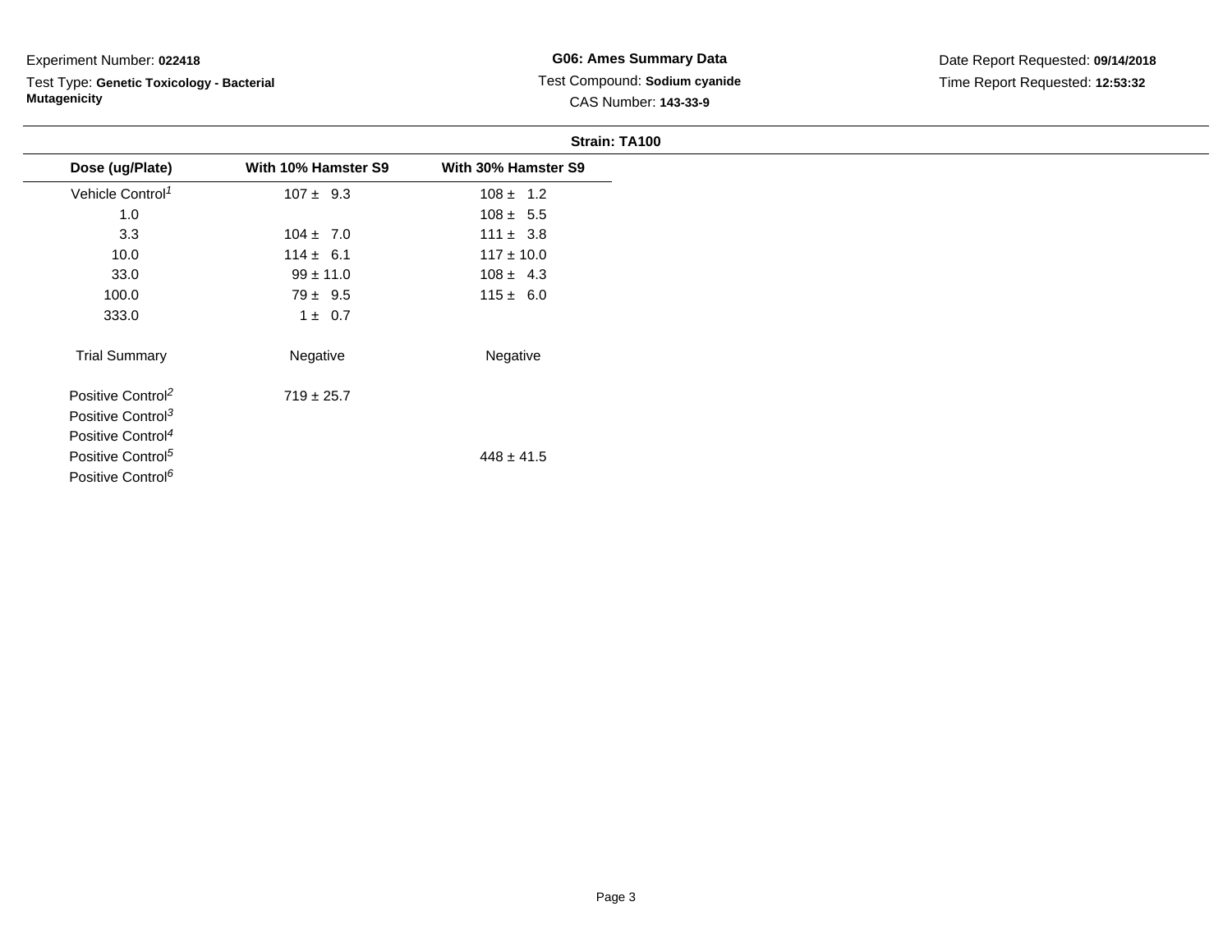Experiment Number: **022418**

Test Type: **Genetic Toxicology - Bacterial Mutagenicity**

**G06: Ames Summary Data**

Test Compound: **Sodium cyanide**

CAS Number: **143-33-9**

Date Report Requested: **09/14/2018**

Time Report Requested: **12:53:32**

**Strain: TA100**

| Dose (ug/Plate) | With 10% Hamster S9 | With 30% Hamster S9 |
|---|---|---|
| Vehicle Control[1] | 107 ± 9.3 | 108 ± 1.2 |
| 1.0 | | 108 ± 5.5 |
| 3.3 | 104 ± 7.0 | 111 ± 3.8 |
| 10.0 | 114 ± 6.1 | 117 ± 10.0 |
| 33.0 | 99 ± 11.0 | 108 ± 4.3 |
| 100.0 | 79 ± 9.5 | 115 ± 6.0 |
| 333.0 | 1 ± 0.7 | |
| Trial Summary | Negative | Negative |
| Positive Control[2] | 719 ± 25.7 | |
| Positive Control[3] | | |
| Positive Control[4] | | |
| Positive Control[5] | | 448 ± 41.5 |
| Positive Control[6] | | |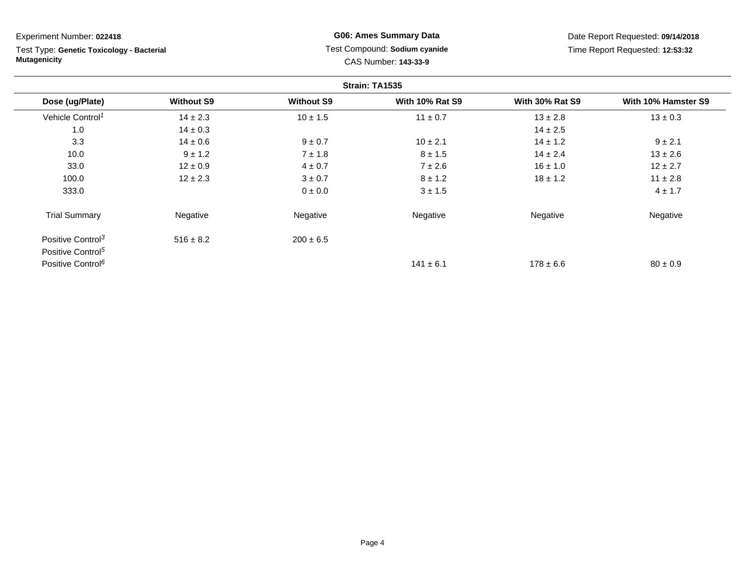Experiment Number: **022418**

Test Type: **Genetic Toxicology - Bacterial Mutagenicity**

**G06: Ames Summary Data**

Test Compound: **Sodium cyanide**

CAS Number: **143-33-9**

Date Report Requested: **09/14/2018**

Time Report Requested: **12:53:32**

**Strain: TA1535**

| Dose (ug/Plate) | Without S9 | Without S9 | With 10% Rat S9 | With 30% Rat S9 | With 10% Hamster S9 |
|---|---|---|---|---|---|
| Vehicle Control[1] | 14 ± 2.3 | 10 ± 1.5 | 11 ± 0.7 | 13 ± 2.8 | 13 ± 0.3 |
| 1.0 | 14 ± 0.3 | | | 14 ± 2.5 | |
| 3.3 | 14 ± 0.6 | 9 ± 0.7 | 10 ± 2.1 | 14 ± 1.2 | 9 ± 2.1 |
| 10.0 | 9 ± 1.2 | 7 ± 1.8 | 8 ± 1.5 | 14 ± 2.4 | 13 ± 2.6 |
| 33.0 | 12 ± 0.9 | 4 ± 0.7 | 7 ± 2.6 | 16 ± 1.0 | 12 ± 2.7 |
| 100.0 | 12 ± 2.3 | 3 ± 0.7 | 8 ± 1.2 | 18 ± 1.2 | 11 ± 2.8 |
| 333.0 | | 0 ± 0.0 | 3 ± 1.5 | | 4 ± 1.7 |
| Trial Summary | Negative | Negative | Negative | Negative | Negative |
| Positive Control[3] | 516 ± 8.2 | 200 ± 6.5 | | | |
| Positive Control[5] | | | | | |
| Positive Control[6] | | | 141 ± 6.1 | 178 ± 6.6 | 80 ± 0.9 |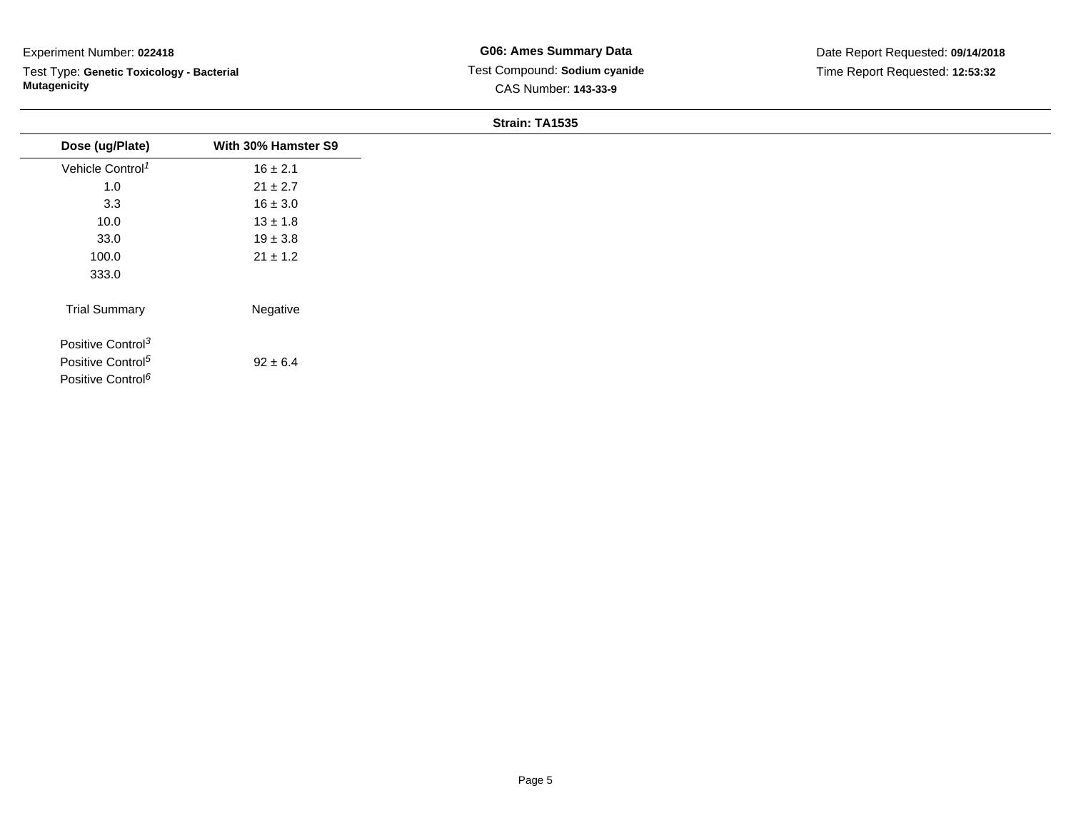Experiment Number: **022418**

Test Type: **Genetic Toxicology - Bacterial Mutagenicity**

**G06: Ames Summary Data**

Test Compound: **Sodium cyanide**

CAS Number: **143-33-9**

Date Report Requested: **09/14/2018**

Time Report Requested: **12:53:32**

**Strain: TA1535**

| Dose (ug/Plate) | With 30% Hamster S9 |
|---|---|
| Vehicle Control[1] | 16 ± 2.1 |
| 1.0 | 21 ± 2.7 |
| 3.3 | 16 ± 3.0 |
| 10.0 | 13 ± 1.8 |
| 33.0 | 19 ± 3.8 |
| 100.0 | 21 ± 1.2 |
| 333.0 | |
| Trial Summary | Negative |
| Positive Control[3] | |
| Positive Control[5] | 92 ± 6.4 |
| Positive Control[6] | |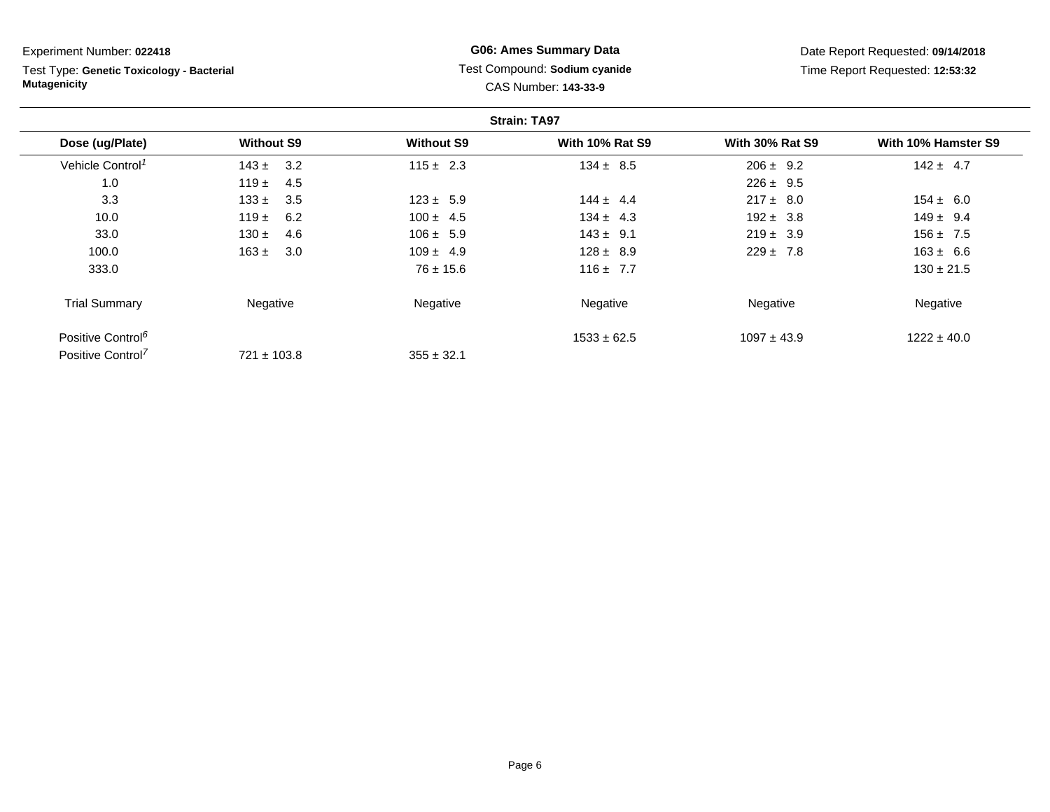Experiment Number: **022418**

Test Type: **Genetic Toxicology - Bacterial Mutagenicity**

**G06: Ames Summary Data**

Test Compound: **Sodium cyanide**

CAS Number: **143-33-9**

Date Report Requested: **09/14/2018**

Time Report Requested: **12:53:32**

**Strain: TA97**

| Dose (ug/Plate) | Without S9 | Without S9 | With 10% Rat S9 | With 30% Rat S9 | With 10% Hamster S9 |
|---|---|---|---|---|---|
| Vehicle Control[1] | 143 ± 3.2 | 115 ± 2.3 | 134 ± 8.5 | 206 ± 9.2 | 142 ± 4.7 |
| 1.0 | 119 ± 4.5 | | | 226 ± 9.5 | |
| 3.3 | 133 ± 3.5 | 123 ± 5.9 | 144 ± 4.4 | 217 ± 8.0 | 154 ± 6.0 |
| 10.0 | 119 ± 6.2 | 100 ± 4.5 | 134 ± 4.3 | 192 ± 3.8 | 149 ± 9.4 |
| 33.0 | 130 ± 4.6 | 106 ± 5.9 | 143 ± 9.1 | 219 ± 3.9 | 156 ± 7.5 |
| 100.0 | 163 ± 3.0 | 109 ± 4.9 | 128 ± 8.9 | 229 ± 7.8 | 163 ± 6.6 |
| 333.0 | | 76 ± 15.6 | 116 ± 7.7 | | 130 ± 21.5 |
| Trial Summary | Negative | Negative | Negative | Negative | Negative |
| Positive Control[6] | | | 1533 ± 62.5 | 1097 ± 43.9 | 1222 ± 40.0 |
| Positive Control[7] | 721 ± 103.8 | 355 ± 32.1 | | | |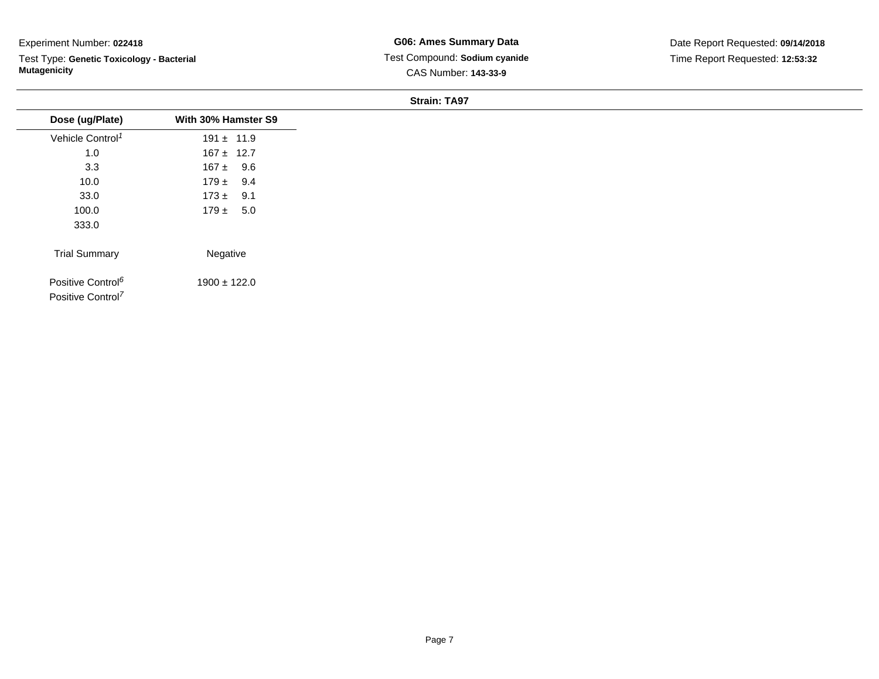Experiment Number: **022418**

Test Type: **Genetic Toxicology - Bacterial Mutagenicity**

**G06: Ames Summary Data**

Test Compound: **Sodium cyanide**

CAS Number: **143-33-9**

Date Report Requested: **09/14/2018**

Time Report Requested: **12:53:32**

**Strain: TA97**

| Dose (ug/Plate) | With 30% Hamster S9 |
|---|---|
| Vehicle Control[1] | 191 ± 11.9 |
| 1.0 | 167 ± 12.7 |
| 3.3 | 167 ± 9.6 |
| 10.0 | 179 ± 9.4 |
| 33.0 | 173 ± 9.1 |
| 100.0 | 179 ± 5.0 |
| 333.0 | |
| Trial Summary | Negative |
| Positive Control[6] | 1900 ± 122.0 |
| Positive Control[7] | |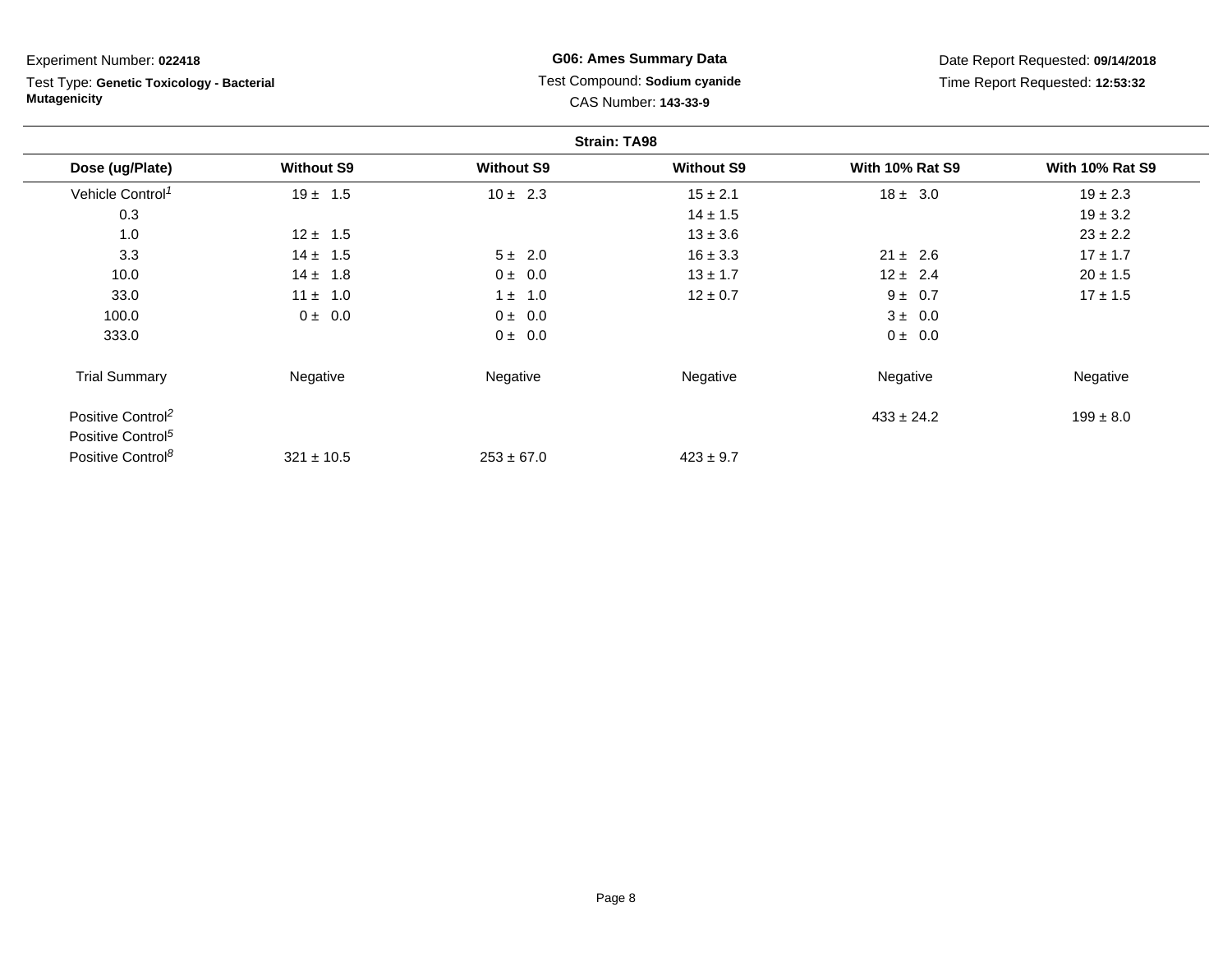Experiment Number: **022418**

Test Type: **Genetic Toxicology - Bacterial Mutagenicity**

**G06: Ames Summary Data**

Test Compound: **Sodium cyanide**

CAS Number: **143-33-9**

Date Report Requested: **09/14/2018**

Time Report Requested: **12:53:32**

**Strain: TA98**

| Dose (ug/Plate) | Without S9 | Without S9 | Without S9 | With 10% Rat S9 | With 10% Rat S9 |
|---|---|---|---|---|---|
| Vehicle Control[1] | 19 ± 1.5 | 10 ± 2.3 | 15 ± 2.1 | 18 ± 3.0 | 19 ± 2.3 |
| 0.3 | | | 14 ± 1.5 | | 19 ± 3.2 |
| 1.0 | 12 ± 1.5 | | 13 ± 3.6 | | 23 ± 2.2 |
| 3.3 | 14 ± 1.5 | 5 ± 2.0 | 16 ± 3.3 | 21 ± 2.6 | 17 ± 1.7 |
| 10.0 | 14 ± 1.8 | 0 ± 0.0 | 13 ± 1.7 | 12 ± 2.4 | 20 ± 1.5 |
| 33.0 | 11 ± 1.0 | 1 ± 1.0 | 12 ± 0.7 | 9 ± 0.7 | 17 ± 1.5 |
| 100.0 | 0 ± 0.0 | 0 ± 0.0 | | 3 ± 0.0 | |
| 333.0 | | 0 ± 0.0 | | 0 ± 0.0 | |
| Trial Summary | Negative | Negative | Negative | Negative | Negative |
| Positive Control[2] | | | | 433 ± 24.2 | 199 ± 8.0 |
| Positive Control[5] | | | | | |
| Positive Control[8] | 321 ± 10.5 | 253 ± 67.0 | 423 ± 9.7 | | |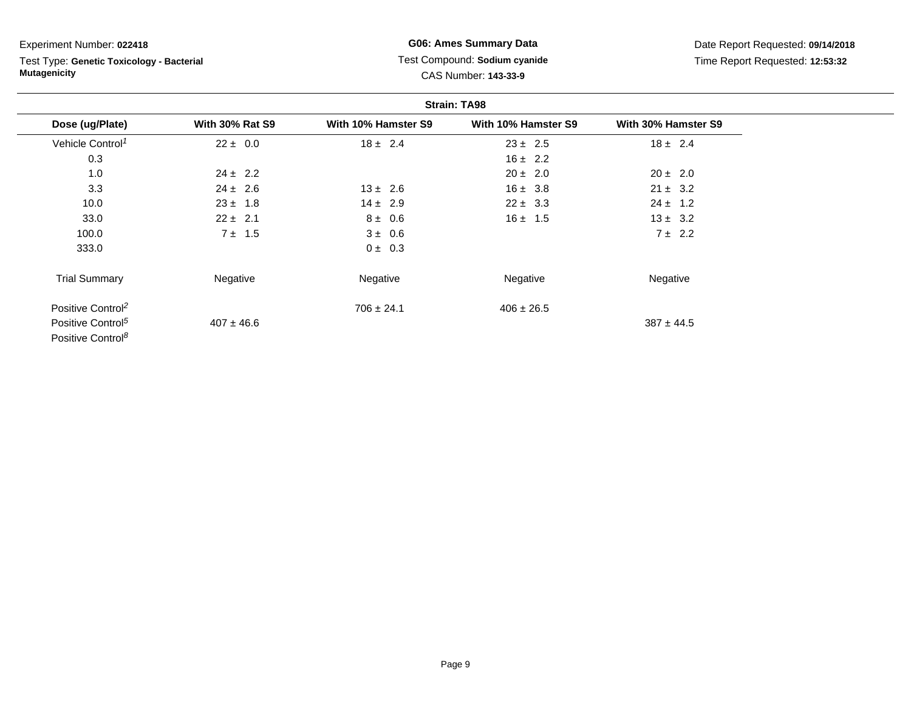Experiment Number: **022418**

Test Type: **Genetic Toxicology - Bacterial Mutagenicity**

**G06: Ames Summary Data**

Test Compound: **Sodium cyanide**

CAS Number: **143-33-9**

Date Report Requested: **09/14/2018**

Time Report Requested: **12:53:32**

**Strain: TA98**

| Dose (ug/Plate) | With 30% Rat S9 | With 10% Hamster S9 | With 10% Hamster S9 | With 30% Hamster S9 |
|---|---|---|---|---|
| Vehicle Control[1] | 22 ± 0.0 | 18 ± 2.4 | 23 ± 2.5 | 18 ± 2.4 |
| 0.3 | | | 16 ± 2.2 | |
| 1.0 | 24 ± 2.2 | | 20 ± 2.0 | 20 ± 2.0 |
| 3.3 | 24 ± 2.6 | 13 ± 2.6 | 16 ± 3.8 | 21 ± 3.2 |
| 10.0 | 23 ± 1.8 | 14 ± 2.9 | 22 ± 3.3 | 24 ± 1.2 |
| 33.0 | 22 ± 2.1 | 8 ± 0.6 | 16 ± 1.5 | 13 ± 3.2 |
| 100.0 | 7 ± 1.5 | 3 ± 0.6 | | 7 ± 2.2 |
| 333.0 | | 0 ± 0.3 | | |
| Trial Summary | Negative | Negative | Negative | Negative |
| Positive Control[2] | | 706 ± 24.1 | 406 ± 26.5 | |
| Positive Control[5] | 407 ± 46.6 | | | 387 ± 44.5 |
| Positive Control[8] | | | | |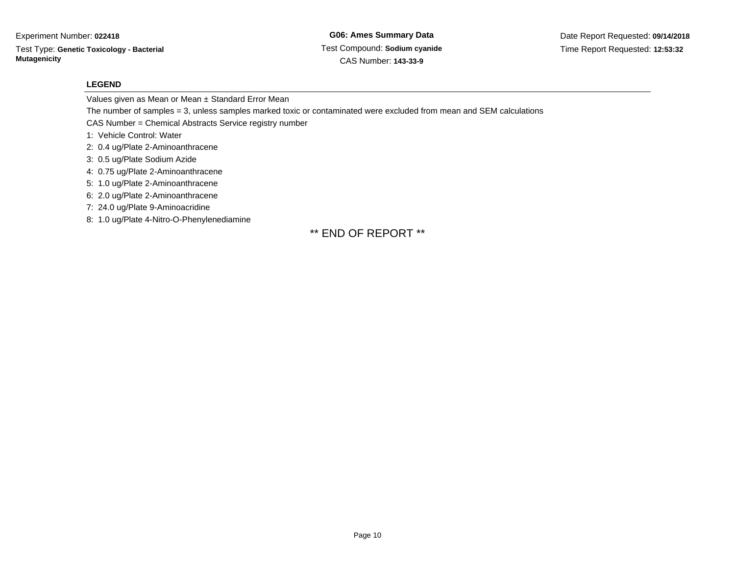Experiment Number: **022418**

Test Type: **Genetic Toxicology - Bacterial Mutagenicity**

**G06: Ames Summary Data**

Test Compound: **Sodium cyanide**

CAS Number: **143-33-9**

Date Report Requested: **09/14/2018**

Time Report Requested: **12:53:32**

**LEGEND**

Values given as Mean or Mean ± Standard Error Mean

The number of samples = 3, unless samples marked toxic or contaminated were excluded from mean and SEM calculations

CAS Number = Chemical Abstracts Service registry number

1: Vehicle Control: Water

2: 0.4 ug/Plate 2-Aminoanthracene

3: 0.5 ug/Plate Sodium Azide

4: 0.75 ug/Plate 2-Aminoanthracene

5: 1.0 ug/Plate 2-Aminoanthracene

6: 2.0 ug/Plate 2-Aminoanthracene

7: 24.0 ug/Plate 9-Aminoacridine

8: 1.0 ug/Plate 4-Nitro-O-Phenylenediamine

** END OF REPORT **